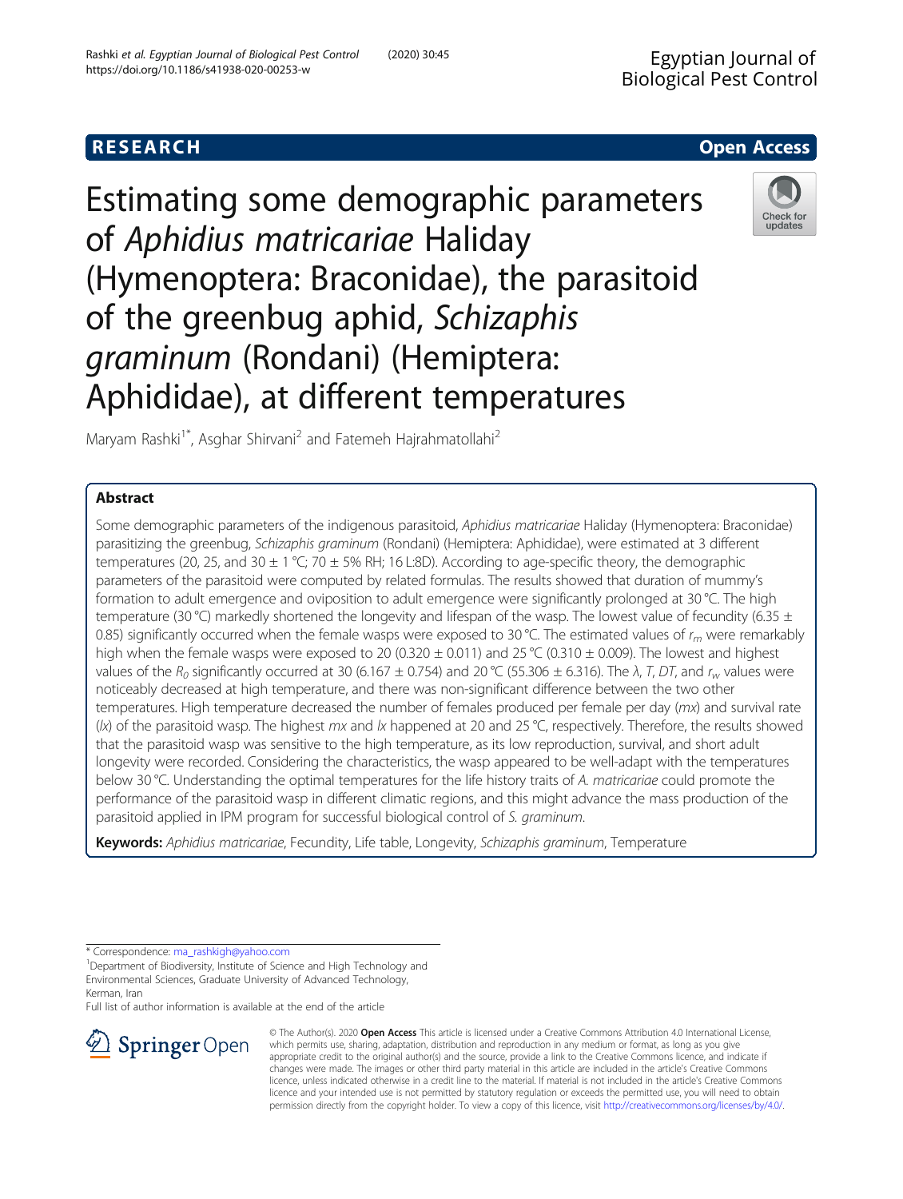RESEARCH

Open Access

# Estimating some demographic parameters of *Aphidius matricariae* Haliday (Hymenoptera: Braconidae), the parasitoid of the greenbug aphid, *Schizaphis graminum* (Rondani) (Hemiptera: Aphididae), at different temperatures

Maryam Rashki[1*], Asghar Shirvani[2] and Fatemeh Hajrahmatollahi[2]

## Abstract

Some demographic parameters of the indigenous parasitoid, *Aphidius matricariae* Haliday (Hymenoptera: Braconidae) parasitizing the greenbug, *Schizaphis graminum* (Rondani) (Hemiptera: Aphididae), were estimated at 3 different temperatures (20, 25, and 30 ± 1 °C; 70 ± 5% RH; 16 L:8D). According to age-specific theory, the demographic parameters of the parasitoid were computed by related formulas. The results showed that duration of mummy's formation to adult emergence and oviposition to adult emergence were significantly prolonged at 30 °C. The high temperature (30 °C) markedly shortened the longevity and lifespan of the wasp. The lowest value of fecundity (6.35 ± 0.85) significantly occurred when the female wasps were exposed to 30 °C. The estimated values of $r_m$ were remarkably high when the female wasps were exposed to 20 (0.320 ± 0.011) and 25 °C (0.310 ± 0.009). The lowest and highest values of the $R_0$ significantly occurred at 30 (6.167 ± 0.754) and 20 °C (55.306 ± 6.316). The *λ*, *T*, *DT*, and $r_w$ values were noticeably decreased at high temperature, and there was non-significant difference between the two other temperatures. High temperature decreased the number of females produced per female per day (*mx*) and survival rate (*lx*) of the parasitoid wasp. The highest *mx* and *lx* happened at 20 and 25 °C, respectively. Therefore, the results showed that the parasitoid wasp was sensitive to the high temperature, as its low reproduction, survival, and short adult longevity were recorded. Considering the characteristics, the wasp appeared to be well-adapt with the temperatures below 30 °C. Understanding the optimal temperatures for the life history traits of *A. matricariae* could promote the performance of the parasitoid wasp in different climatic regions, and this might advance the mass production of the parasitoid applied in IPM program for successful biological control of *S. graminum*.

**Keywords:** *Aphidius matricariae*, Fecundity, Life table, Longevity, *Schizaphis graminum*, Temperature

\* Correspondence: ma_rashkigh@yahoo.com

[1]Department of Biodiversity, Institute of Science and High Technology and Environmental Sciences, Graduate University of Advanced Technology, Kerman, Iran

Full list of author information is available at the end of the article

© The Author(s). 2020 **Open Access** This article is licensed under a Creative Commons Attribution 4.0 International License, which permits use, sharing, adaptation, distribution and reproduction in any medium or format, as long as you give appropriate credit to the original author(s) and the source, provide a link to the Creative Commons licence, and indicate if changes were made. The images or other third party material in this article are included in the article's Creative Commons licence, unless indicated otherwise in a credit line to the material. If material is not included in the article's Creative Commons licence and your intended use is not permitted by statutory regulation or exceeds the permitted use, you will need to obtain permission directly from the copyright holder. To view a copy of this licence, visit http://creativecommons.org/licenses/by/4.0/.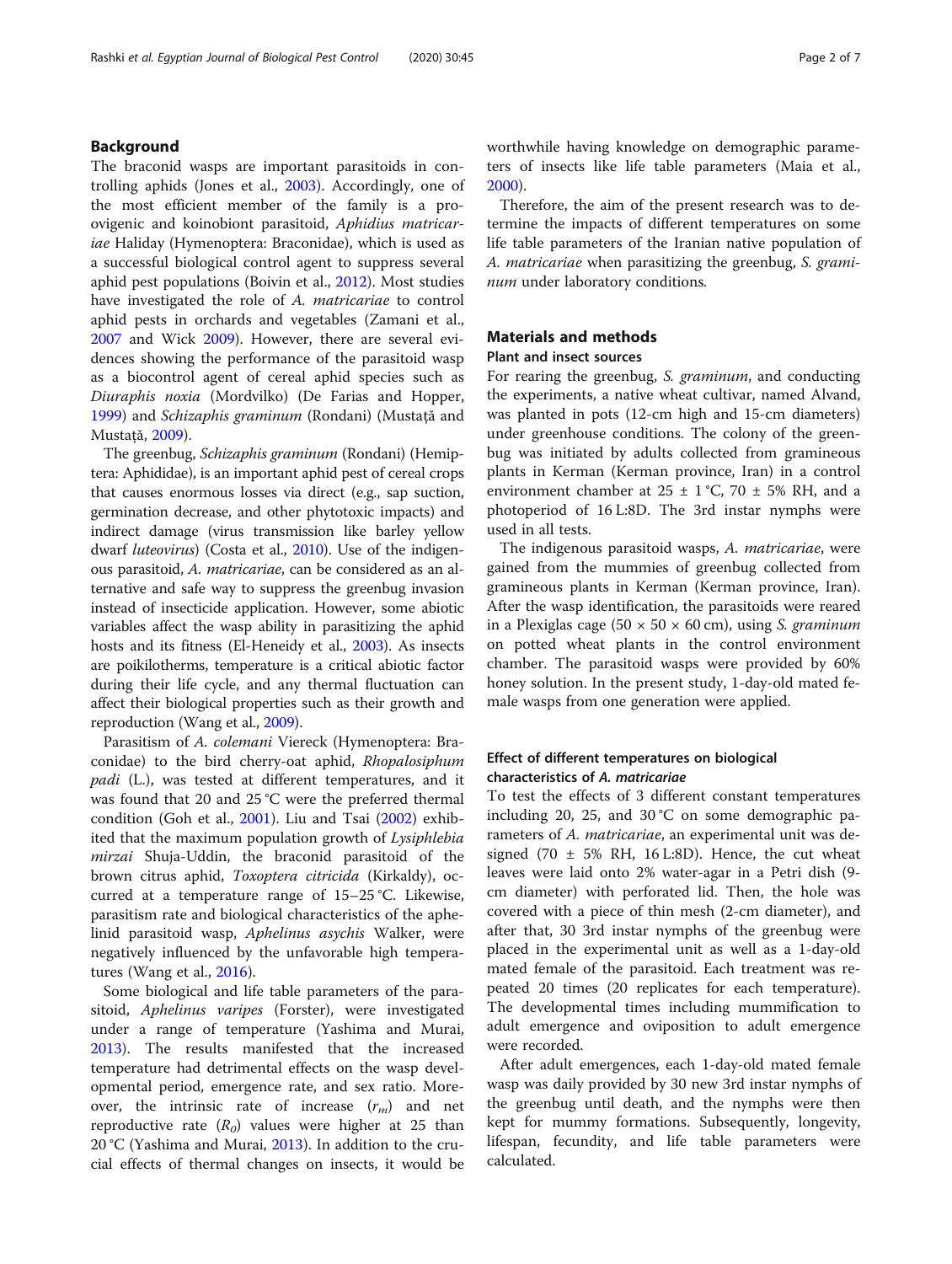## Background

The braconid wasps are important parasitoids in controlling aphids (Jones et al., 2003). Accordingly, one of the most efficient member of the family is a pro-ovigenic and koinobiont parasitoid, *Aphidius matricariae* Haliday (Hymenoptera: Braconidae), which is used as a successful biological control agent to suppress several aphid pest populations (Boivin et al., 2012). Most studies have investigated the role of *A. matricariae* to control aphid pests in orchards and vegetables (Zamani et al., 2007 and Wick 2009). However, there are several evidences showing the performance of the parasitoid wasp as a biocontrol agent of cereal aphid species such as *Diuraphis noxia* (Mordvilko) (De Farias and Hopper, 1999) and *Schizaphis graminum* (Rondani) (Mustaţă and Mustaţă, 2009).

The greenbug, *Schizaphis graminum* (Rondani) (Hemiptera: Aphididae), is an important aphid pest of cereal crops that causes enormous losses via direct (e.g., sap suction, germination decrease, and other phytotoxic impacts) and indirect damage (virus transmission like barley yellow dwarf *luteovirus*) (Costa et al., 2010). Use of the indigenous parasitoid, *A. matricariae*, can be considered as an alternative and safe way to suppress the greenbug invasion instead of insecticide application. However, some abiotic variables affect the wasp ability in parasitizing the aphid hosts and its fitness (El-Heneidy et al., 2003). As insects are poikilotherms, temperature is a critical abiotic factor during their life cycle, and any thermal fluctuation can affect their biological properties such as their growth and reproduction (Wang et al., 2009).

Parasitism of *A. colemani* Viereck (Hymenoptera: Braconidae) to the bird cherry-oat aphid, *Rhopalosiphum padi* (L.), was tested at different temperatures, and it was found that 20 and 25 °C were the preferred thermal condition (Goh et al., 2001). Liu and Tsai (2002) exhibited that the maximum population growth of *Lysiphlebia mirzai* Shuja-Uddin, the braconid parasitoid of the brown citrus aphid, *Toxoptera citricida* (Kirkaldy), occurred at a temperature range of 15–25 °C. Likewise, parasitism rate and biological characteristics of the aphelinid parasitoid wasp, *Aphelinus asychis* Walker, were negatively influenced by the unfavorable high temperatures (Wang et al., 2016).

Some biological and life table parameters of the parasitoid, *Aphelinus varipes* (Forster), were investigated under a range of temperature (Yashima and Murai, 2013). The results manifested that the increased temperature had detrimental effects on the wasp developmental period, emergence rate, and sex ratio. Moreover, the intrinsic rate of increase ($r_m$) and net reproductive rate ($R_0$) values were higher at 25 than 20 °C (Yashima and Murai, 2013). In addition to the crucial effects of thermal changes on insects, it would be worthwhile having knowledge on demographic parameters of insects like life table parameters (Maia et al., 2000).

Therefore, the aim of the present research was to determine the impacts of different temperatures on some life table parameters of the Iranian native population of *A. matricariae* when parasitizing the greenbug, *S. graminum* under laboratory conditions.

## Materials and methods

### Plant and insect sources

For rearing the greenbug, *S. graminum*, and conducting the experiments, a native wheat cultivar, named Alvand, was planted in pots (12-cm high and 15-cm diameters) under greenhouse conditions. The colony of the greenbug was initiated by adults collected from gramineous plants in Kerman (Kerman province, Iran) in a control environment chamber at 25 ± 1 °C, 70 ± 5% RH, and a photoperiod of 16 L:8D. The 3rd instar nymphs were used in all tests.

The indigenous parasitoid wasps, *A. matricariae*, were gained from the mummies of greenbug collected from gramineous plants in Kerman (Kerman province, Iran). After the wasp identification, the parasitoids were reared in a Plexiglas cage (50 × 50 × 60 cm), using *S. graminum* on potted wheat plants in the control environment chamber. The parasitoid wasps were provided by 60% honey solution. In the present study, 1-day-old mated female wasps from one generation were applied.

### Effect of different temperatures on biological characteristics of *A. matricariae*

To test the effects of 3 different constant temperatures including 20, 25, and 30 °C on some demographic parameters of *A. matricariae*, an experimental unit was designed (70 ± 5% RH, 16 L:8D). Hence, the cut wheat leaves were laid onto 2% water-agar in a Petri dish (9-cm diameter) with perforated lid. Then, the hole was covered with a piece of thin mesh (2-cm diameter), and after that, 30 3rd instar nymphs of the greenbug were placed in the experimental unit as well as a 1-day-old mated female of the parasitoid. Each treatment was repeated 20 times (20 replicates for each temperature). The developmental times including mummification to adult emergence and oviposition to adult emergence were recorded.

After adult emergences, each 1-day-old mated female wasp was daily provided by 30 new 3rd instar nymphs of the greenbug until death, and the nymphs were then kept for mummy formations. Subsequently, longevity, lifespan, fecundity, and life table parameters were calculated.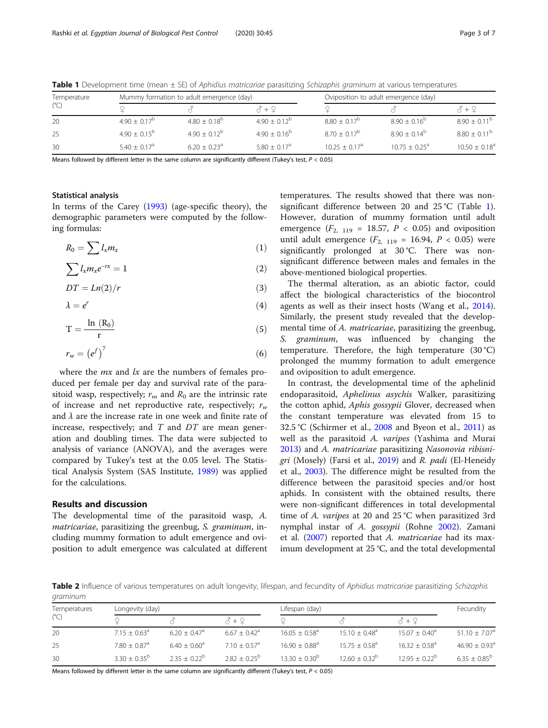**Table 1** Development time (mean ± SE) of *Aphidius matricariae* parasitizing *Schizaphis graminum* at various temperatures

| Temperature (°C) | Mummy formation to adult emergence (day) | | | Oviposition to adult emergence (day) | | |
|---|---|---|---|---|---|---|
| | ♀ | ♂ | ♂ + ♀ | ♀ | ♂ | ♂ + ♀ |
| 20 | 4.90 ± 0.17$^{b}$ | 4.80 ± 0.18$^{b}$ | 4.90 ± 0.12$^{b}$ | 8.80 ± 0.17$^{b}$ | 8.90 ± 0.16$^{b}$ | 8.90 ± 0.11$^{b}$ |
| 25 | 4.90 ± 0.15$^{b}$ | 4.90 ± 0.12$^{b}$ | 4.90 ± 0.16$^{b}$ | 8.70 ± 0.17$^{b}$ | 8.90 ± 0.14$^{b}$ | 8.80 ± 0.11$^{b}$ |
| 30 | 5.40 ± 0.17$^{a}$ | 6.20 ± 0.23$^{a}$ | 5.80 ± 0.17$^{a}$ | 10.25 ± 0.17$^{a}$ | 10.75 ± 0.25$^{a}$ | 10.50 ± 0.18$^{a}$ |

Means followed by different letter in the same column are significantly different (Tukey's test, $P < 0.05$)

### Statistical analysis

In terms of the Carey (1993) (age-specific theory), the demographic parameters were computed by the following formulas:

$$R_0 = \sum l_x m_x \tag{1}$$

$$\sum l_x m_x e^{-rx} = 1 \tag{2}$$

$$DT = Ln(2)/r \tag{3}$$

$$\lambda = e^r \tag{4}$$

$$\mathrm{T} = \frac{\ln\ (\mathrm{R}_0)}{\mathrm{r}} \tag{5}$$

$$r_w = \left(e^f\right)^7 \tag{6}$$

where the *mx* and *lx* are the numbers of females produced per female per day and survival rate of the parasitoid wasp, respectively; $r_m$ and $R_0$ are the intrinsic rate of increase and net reproductive rate, respectively; $r_w$ and $\lambda$ are the increase rate in one week and finite rate of increase, respectively; and *T* and *DT* are mean generation and doubling times. The data were subjected to analysis of variance (ANOVA), and the averages were compared by Tukey's test at the 0.05 level. The Statistical Analysis System (SAS Institute, 1989) was applied for the calculations.

## Results and discussion

The developmental time of the parasitoid wasp, *A. matricariae*, parasitizing the greenbug, *S. graminum*, including mummy formation to adult emergence and oviposition to adult emergence was calculated at different temperatures. The results showed that there was non-significant difference between 20 and 25 °C (Table 1). However, duration of mummy formation until adult emergence ($F_{2,\ 119} = 18.57$, $P < 0.05$) and oviposition until adult emergence ($F_{2,\ 119} = 16.94$, $P < 0.05$) were significantly prolonged at 30 °C. There was non-significant difference between males and females in the above-mentioned biological properties.

The thermal alteration, as an abiotic factor, could affect the biological characteristics of the biocontrol agents as well as their insect hosts (Wang et al., 2014). Similarly, the present study revealed that the developmental time of *A. matricariae*, parasitizing the greenbug, *S. graminum*, was influenced by changing the temperature. Therefore, the high temperature (30 °C) prolonged the mummy formation to adult emergence and oviposition to adult emergence.

In contrast, the developmental time of the aphelinid endoparasitoid, *Aphelinus asychis* Walker, parasitizing the cotton aphid, *Aphis gossypii* Glover, decreased when the constant temperature was elevated from 15 to 32.5 °C (Schirmer et al., 2008 and Byeon et al., 2011) as well as the parasitoid *A. varipes* (Yashima and Murai 2013) and *A. matricariae* parasitizing *Nasonovia ribisnigri* (Mosely) (Farsi et al., 2019) and *R. padi* (El-Heneidy et al., 2003). The difference might be resulted from the difference between the parasitoid species and/or host aphids. In consistent with the obtained results, there were non-significant differences in total developmental time of *A. varipes* at 20 and 25 °C when parasitized 3rd nymphal instar of *A. gossypii* (Rohne 2002). Zamani et al. (2007) reported that *A. matricariae* had its maximum development at 25 °C, and the total developmental

**Table 2** Influence of various temperatures on adult longevity, lifespan, and fecundity of *Aphidius matricariae* parasitizing *Schizaphis graminum*

| Temperatures (°C) | Longevity (day) | | | Lifespan (day) | | | Fecundity |
|---|---|---|---|---|---|---|---|
| | ♀ | ♂ | ♂ + ♀ | ♀ | ♂ | ♂ + ♀ | |
| 20 | 7.15 ± 0.63$^{a}$ | 6.20 ± 0.47$^{a}$ | 6.67 ± 0.42$^{a}$ | 16.05 ± 0.58$^{a}$ | 15.10 ± 0.48$^{a}$ | 15.07 ± 0.40$^{a}$ | 51.10 ± 7.07$^{a}$ |
| 25 | 7.80 ± 0.87$^{a}$ | 6.40 ± 0.60$^{a}$ | 7.10 ± 0.57$^{a}$ | 16.90 ± 0.88$^{a}$ | 15.75 ± 0.58$^{a}$ | 16.32 ± 0.58$^{a}$ | 46.90 ± 0.93$^{a}$ |
| 30 | 3.30 ± 0.35$^{b}$ | 2.35 ± 0.22$^{b}$ | 2.82 ± 0.25$^{b}$ | 13.30 ± 0.30$^{b}$ | 12.60 ± 0.32$^{b}$ | 12.95 ± 0.22$^{b}$ | 6.35 ± 0.85$^{b}$ |

Means followed by different letter in the same column are significantly different (Tukey's test, $P < 0.05$)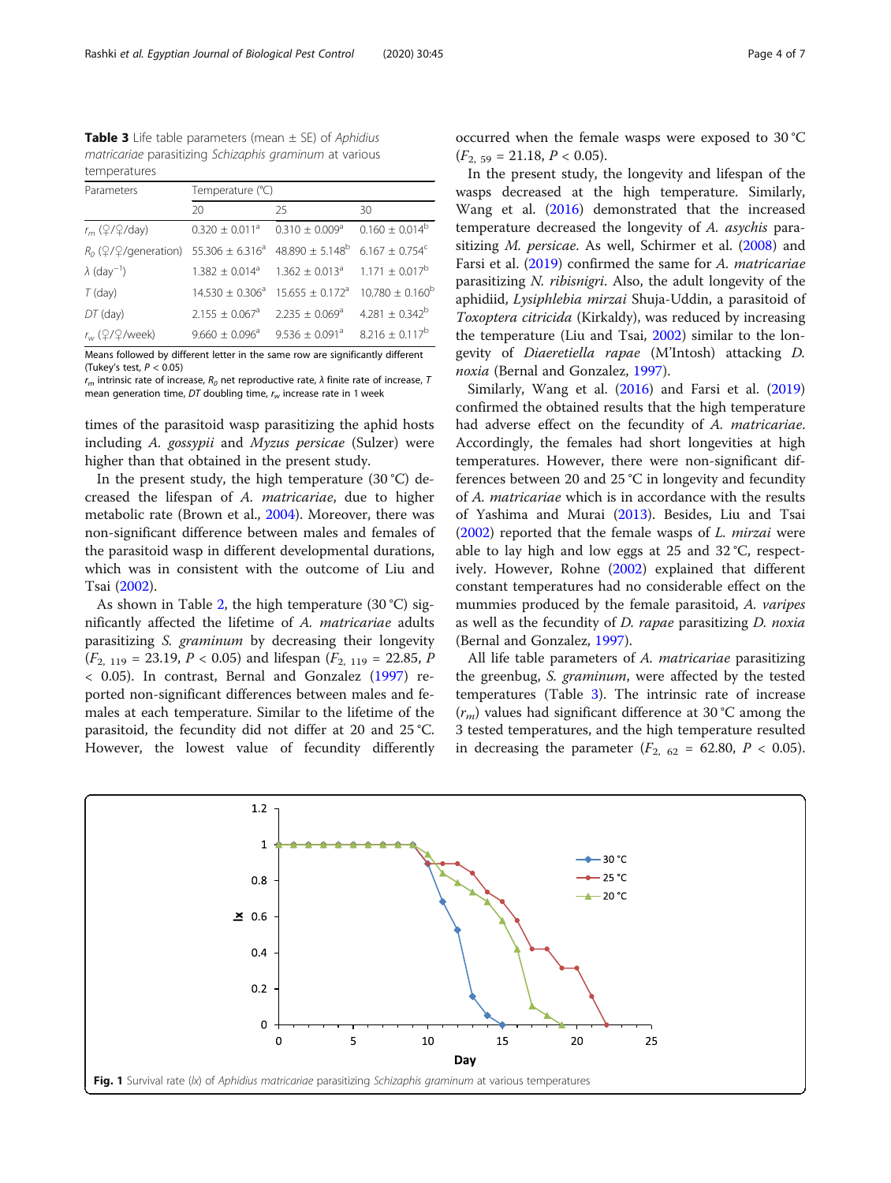**Table 3** Life table parameters (mean ± SE) of *Aphidius matricariae* parasitizing *Schizaphis graminum* at various temperatures

| Parameters | Temperature (°C) | | |
|---|---|---|---|
| | 20 | 25 | 30 |
| $r_m$ (♀/♀/day) | 0.320 ± 0.011[a] | 0.310 ± 0.009[a] | 0.160 ± 0.014[b] |
| $R_0$ (♀/♀/generation) | 55.306 ± 6.316[a] | 48.890 ± 5.148[b] | 6.167 ± 0.754[c] |
| λ ($day^{-1}$) | 1.382 ± 0.014[a] | 1.362 ± 0.013[a] | 1.171 ± 0.017[b] |
| $T$ (day) | 14.530 ± 0.306[a] | 15.655 ± 0.172[a] | 10.780 ± 0.160[b] |
| $DT$ (day) | 2.155 ± 0.067[a] | 2.235 ± 0.069[a] | 4.281 ± 0.342[b] |
| $r_w$ (♀/♀/week) | 9.660 ± 0.096[a] | 9.536 ± 0.091[a] | 8.216 ± 0.117[b] |

Means followed by different letter in the same row are significantly different (Tukey's test, $P < 0.05$)

$r_m$ intrinsic rate of increase, $R_0$ net reproductive rate, λ finite rate of increase, $T$ mean generation time, $DT$ doubling time, $r_w$ increase rate in 1 week

times of the parasitoid wasp parasitizing the aphid hosts including *A. gossypii* and *Myzus persicae* (Sulzer) were higher than that obtained in the present study.

In the present study, the high temperature (30 °C) decreased the lifespan of *A. matricariae*, due to higher metabolic rate (Brown et al., 2004). Moreover, there was non-significant difference between males and females of the parasitoid wasp in different developmental durations, which was in consistent with the outcome of Liu and Tsai (2002).

As shown in Table 2, the high temperature (30 °C) significantly affected the lifetime of *A. matricariae* adults parasitizing *S. graminum* by decreasing their longevity ($F_{2,\ 119}$ = 23.19, $P < 0.05$) and lifespan ($F_{2,\ 119}$ = 22.85, $P < 0.05$). In contrast, Bernal and Gonzalez (1997) reported non-significant differences between males and females at each temperature. Similar to the lifetime of the parasitoid, the fecundity did not differ at 20 and 25 °C. However, the lowest value of fecundity differently occurred when the female wasps were exposed to 30 °C ($F_{2,\ 59}$ = 21.18, $P < 0.05$).

In the present study, the longevity and lifespan of the wasps decreased at the high temperature. Similarly, Wang et al. (2016) demonstrated that the increased temperature decreased the longevity of *A. asychis* parasitizing *M. persicae*. As well, Schirmer et al. (2008) and Farsi et al. (2019) confirmed the same for *A. matricariae* parasitizing *N. ribisnigri*. Also, the adult longevity of the aphidiid, *Lysiphlebia mirzai* Shuja-Uddin, a parasitoid of *Toxoptera citricida* (Kirkaldy), was reduced by increasing the temperature (Liu and Tsai, 2002) similar to the longevity of *Diaeretiella rapae* (M'Intosh) attacking *D. noxia* (Bernal and Gonzalez, 1997).

Similarly, Wang et al. (2016) and Farsi et al. (2019) confirmed the obtained results that the high temperature had adverse effect on the fecundity of *A. matricariae*. Accordingly, the females had short longevities at high temperatures. However, there were non-significant differences between 20 and 25 °C in longevity and fecundity of *A. matricariae* which is in accordance with the results of Yashima and Murai (2013). Besides, Liu and Tsai (2002) reported that the female wasps of *L. mirzai* were able to lay high and low eggs at 25 and 32 °C, respectively. However, Rohne (2002) explained that different constant temperatures had no considerable effect on the mummies produced by the female parasitoid, *A. varipes* as well as the fecundity of *D. rapae* parasitizing *D. noxia* (Bernal and Gonzalez, 1997).

All life table parameters of *A. matricariae* parasitizing the greenbug, *S. graminum*, were affected by the tested temperatures (Table 3). The intrinsic rate of increase ($r_m$) values had significant difference at 30 °C among the 3 tested temperatures, and the high temperature resulted in decreasing the parameter ($F_{2,\ 62}$ = 62.80, $P < 0.05$).

**Fig. 1** Survival rate ($lx$) of *Aphidius matricariae* parasitizing *Schizaphis graminum* at various temperatures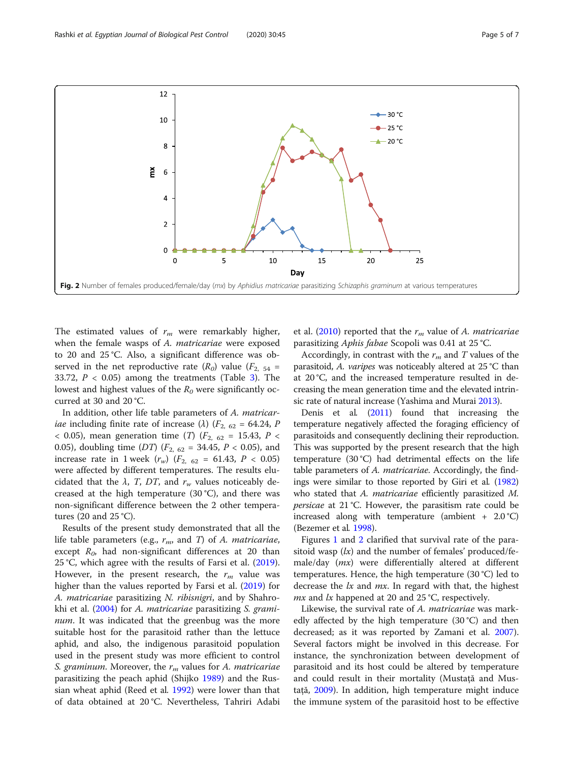Fig. 2 Number of females produced/female/day ($mx$) by *Aphidius matricariae* parasitizing *Schizaphis graminum* at various temperatures

The estimated values of $r_m$ were remarkably higher, when the female wasps of *A. matricariae* were exposed to 20 and 25 °C. Also, a significant difference was observed in the net reproductive rate ($R_0$) value ($F_{2,\ 54}$ = 33.72, $P$ < 0.05) among the treatments (Table 3). The lowest and highest values of the $R_0$ were significantly occurred at 30 and 20 °C.

In addition, other life table parameters of *A. matricariae* including finite rate of increase ($\lambda$) ($F_{2,\ 62}$ = 64.24, $P$ < 0.05), mean generation time ($T$) ($F_{2,\ 62}$ = 15.43, $P$ < 0.05), doubling time ($DT$) ($F_{2,\ 62}$ = 34.45, $P$ < 0.05), and increase rate in 1 week ($r_w$) ($F_{2,\ 62}$ = 61.43, $P$ < 0.05) were affected by different temperatures. The results elucidated that the $\lambda$, $T$, $DT$, and $r_w$ values noticeably decreased at the high temperature (30 °C), and there was non-significant difference between the 2 other temperatures (20 and 25 °C).

Results of the present study demonstrated that all the life table parameters (e.g., $r_m$, and $T$) of *A. matricariae*, except $R_0$, had non-significant differences at 20 than 25 °C, which agree with the results of Farsi et al. (2019). However, in the present research, the $r_m$ value was higher than the values reported by Farsi et al. (2019) for *A. matricariae* parasitizing *N. ribisnigri*, and by Shahrokhi et al. (2004) for *A. matricariae* parasitizing *S. graminum*. It was indicated that the greenbug was the more suitable host for the parasitoid rather than the lettuce aphid, and also, the indigenous parasitoid population used in the present study was more efficient to control *S. graminum*. Moreover, the $r_m$ values for *A. matricariae* parasitizing the peach aphid (Shijko 1989) and the Russian wheat aphid (Reed et al. 1992) were lower than that of data obtained at 20 °C. Nevertheless, Tahriri Adabi et al. (2010) reported that the $r_m$ value of *A. matricariae* parasitizing *Aphis fabae* Scopoli was 0.41 at 25 °C.

Accordingly, in contrast with the $r_m$ and $T$ values of the parasitoid, *A. varipes* was noticeably altered at 25 °C than at 20 °C, and the increased temperature resulted in decreasing the mean generation time and the elevated intrinsic rate of natural increase (Yashima and Murai 2013).

Denis et al. (2011) found that increasing the temperature negatively affected the foraging efficiency of parasitoids and consequently declining their reproduction. This was supported by the present research that the high temperature (30 °C) had detrimental effects on the life table parameters of *A. matricariae*. Accordingly, the findings were similar to those reported by Giri et al. (1982) who stated that *A. matricariae* efficiently parasitized *M. persicae* at 21 °C. However, the parasitism rate could be increased along with temperature (ambient + 2.0 °C) (Bezemer et al. 1998).

Figures 1 and 2 clarified that survival rate of the parasitoid wasp ($lx$) and the number of females' produced/female/day ($mx$) were differentially altered at different temperatures. Hence, the high temperature (30 °C) led to decrease the $lx$ and $mx$. In regard with that, the highest $mx$ and $lx$ happened at 20 and 25 °C, respectively.

Likewise, the survival rate of *A. matricariae* was markedly affected by the high temperature (30 °C) and then decreased; as it was reported by Zamani et al. 2007). Several factors might be involved in this decrease. For instance, the synchronization between development of parasitoid and its host could be altered by temperature and could result in their mortality (Mustață and Mustață, 2009). In addition, high temperature might induce the immune system of the parasitoid host to be effective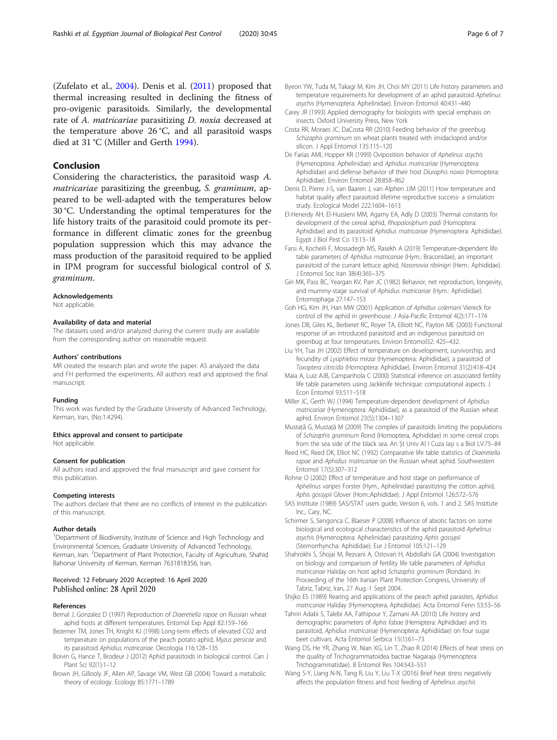(Zufelato et al., 2004). Denis et al. (2011) proposed that thermal increasing resulted in declining the fitness of pro-ovigenic parasitoids. Similarly, the developmental rate of *A. matricariae* parasitizing *D. noxia* decreased at the temperature above 26 °C, and all parasitoid wasps died at 31 °C (Miller and Gerth 1994).

## Conclusion

Considering the characteristics, the parasitoid wasp *A. matricariae* parasitizing the greenbug, *S. graminum*, appeared to be well-adapted with the temperatures below 30 °C. Understanding the optimal temperatures for the life history traits of the parasitoid could promote its performance in different climatic zones for the greenbug population suppression which this may advance the mass production of the parasitoid required to be applied in IPM program for successful biological control of *S. graminum*.

#### Acknowledgements
Not applicable.

#### Availability of data and material
The datasets used and/or analyzed during the current study are available from the corresponding author on reasonable request.

#### Authors' contributions
MR created the research plan and wrote the paper. AS analyzed the data and FH performed the experiments. All authors read and approved the final manuscript.

#### Funding
This work was funded by the Graduate University of Advanced Technology, Kerman, Iran, (No.1.4294).

#### Ethics approval and consent to participate
Not applicable.

#### Consent for publication
All authors read and approved the final manuscript and gave consent for this publication.

#### Competing interests
The authors declare that there are no conflicts of interest in the publication of this manuscript.

#### Author details
[1]Department of Biodiversity, Institute of Science and High Technology and Environmental Sciences, Graduate University of Advanced Technology, Kerman, Iran. [2]Department of Plant Protection, Faculty of Agriculture, Shahid Bahonar University of Kerman, Kerman 7631818356, Iran.

Received: 12 February 2020 Accepted: 16 April 2020
Published online: 28 April 2020

#### References

Bernal J, Gonzalez D (1997) Reproduction of *Diaeretiella rapae* on Russian wheat aphid hosts at different temperatures. Entomol Exp Appl 82:159–166

Bezemer TM, Jones TH, Knight KJ (1998) Long-term effects of elevated CO2 and temperature on populations of the peach potato aphid, *Myzus persicae* and its parasitoid *Aphidius matricariae*. Oecologia 116:128–135

Boivin G, Hance T, Brodeur J (2012) Aphid parasitoids in biological control. Can J Plant Sci 92(1):1–12

Brown JH, Gillooly JF, Allen AP, Savage VM, West GB (2004) Toward a metabolic theory of ecology. Ecology 85:1771–1789

Byeon YW, Tuda M, Takagi M, Kim JH, Choi MY (2011) Life history parameters and temperature requirements for development of an aphid parasitoid *Aphelinus asychis* (Hymenoptera: Aphelinidae). Environ Entomol 40:431–440

Carey JR (1993) Applied demography for biologists with special emphasis on insects. Oxford University Press, New York

Costa RR, Moraes JC, DaCosta RR (2010) Feeding behavior of the greenbug *Schizaphis graminum* on wheat plants treated with imidacloprid and/or silicon. J Appl Entomol 135:115–120

De Farias AMI, Hopper KR (1999) Oviposition behavior of *Aphelinus asychis* (Hymenoptera: Aphelinidae) and *Aphidius matricariae* (Hymenoptera: Aphidiidae) and defense behavior of their host *Diuraphis noxia* (Homoptera: Aphididae). Environ Entomol 28:858–862

Denis D, Pierre J-S, van Baaren J, van Alphen JJM (2011) How temperature and habitat quality affect parasitoid lifetime reproductive success- a simulation study. Ecological Model 222:1604–1613

El-Heneidy AH, El-Hussieni MM, Agamy EA, Adly D (2003) Thermal constants for development of the cereal aphid, *Rhopalosiphum padi* (Homoptera: Aphididae) and its parasitoid *Aphidius matricariae* (Hymenoptera: Aphidiidae). Egypt J Biol Pest Co 13:13–18

Farsi A, Kocheili F, Mossadegh MS, Rasekh A (2019) Temperature-dependent life table parameters of *Aphidius matricariae* (Hym.: Braconidae), an important parasitoid of the currant lettuce aphid, *Nasonovia ribiinigri* (Hem.: Aphididae). J Entomol Soc Iran 38(4):365–375

Giri MK, Pass BC, Yeargan KV, Parr JC (1982) Behavior, net reproduction, longevity, and mummy-stage survival of *Aphidius matricariae* (Hym.: Aphidiidae). Entomophaga 27:147–153

Goh HG, Kim JH, Han MW (2001) Application of *Aphidius colemani* Viereck for control of the aphid in greenhouse. J Asia-Pacific Entomol 4(2):171–174

Jones DB, Giles KL, Berberet RC, Royer TA, Elliott NC, Payton ME (2003) Functional response of an introduced parasitoid and an indigenous parasitoid on greenbug at four temperatures. Environ Entomol32: 425–432.

Liu YH, Tsai JH (2002) Effect of temperature on development, survivorship, and fecundity of *Lysiphlebia mirzai* (Hymenoptera: Aphidiidae), a parasitoid of *Toxoptera citricida* (Homoptera: Aphididae). Environ Entomol 31(2):418–424

Maia A, Luiz AJB, Campanhola C (2000) Statistical inference on associated fertility life table parameters using Jackknife technique: computational aspects. J Econ Entomol 93:511–518

Miller JC, Gerth WJ (1994) Temperature-dependent development of *Aphidius matricariae* (Hymenoptera: Aphidiidae), as a parasitoid of the Russian wheat aphid. Environ Entomol 23(5):1304–1307

Mustaţă G, Mustaţă M (2009) The complex of parasitoids limiting the populations of *Schizaphis graminum* Rond (Homoptera, Aphididae) in some cereal crops from the sea side of the black sea. An Şt Univ Al I Cuza Iaşi s a Biol LV:75–84

Reed HC, Reed DK, Elliot NC (1992) Comparative life table statistics of *Diaeretiella rapae* and *Aphidius matricariae* on the Russian wheat aphid. Southwestern Entomol 17(5):307–312

Rohne O (2002) Effect of temperature and host stage on performance of *Aphelinus varipes* Forster (Hym., Aphelinidae) parasitizing the cotton aphid, *Aphis gossypii* Glover (Hom.:Aphididae). J Appl Entomol 126:572–576

SAS Institute (1989) SAS/STAT users guide, Version 6, vols. 1 and 2. SAS Institute Inc., Cary, NC.

Schirmer S, Sengonca C, Blaeser P (2008) Influence of abiotic factors on some biological and ecological characteristics of the aphid parasitoid *Aphelinus asychis* (Hymenoptera: Aphelinidae) parasitizing *Aphis gossypii* (Sternorrhyncha: Aphididae). Eur J Entomol 105:121–129

Shahrokhi S, Shojai M, Rezvani A, Ostovan H, Abdollahi GA (2004) Investigation on biology and comparison of fertility life table parameters of *Aphidius matricariae* Haliday on host aphid *Schizaphis graminum* (Rondani). In: Proceeding of the 16th Iranian Plant Protection Congress, University of Tabriz, Tabriz, Iran, 27 Aug.-1 Sept 2004.

Shijko ES (1989) Rearing and applications of the peach aphid parasites, *Aphidius matricariae* Haliday (Hymenoptera, Aphidiidae). Acta Entomol Fenn 53:53–56

Tahriri Adabi S, Talebi AA, Fathipour Y, Zamani AA (2010) Life history and demographic parameters of *Aphis fabae* (Hemiptera: Aphididae) and its parasitoid, *Aphidius matricariae* (Hymenoptera: Aphidiidae) on four sugar beet cultivars. Acta Entomol Serbica 15(1):61–73

Wang DS, He YR, Zhang W, Nian XG, Lin T, Zhao R (2014) Effects of heat stress on the quality of Trichogrammatoidea bactrae Nagaraja (Hymenoptera: Trichogrammatidae). B Entomol Res 104:543–551

Wang S-Y, Liang N-N, Tang R, Liu Y, Liu T-X (2016) Brief heat stress negatively affects the population fitness and host feeding of *Aphelinus asychis*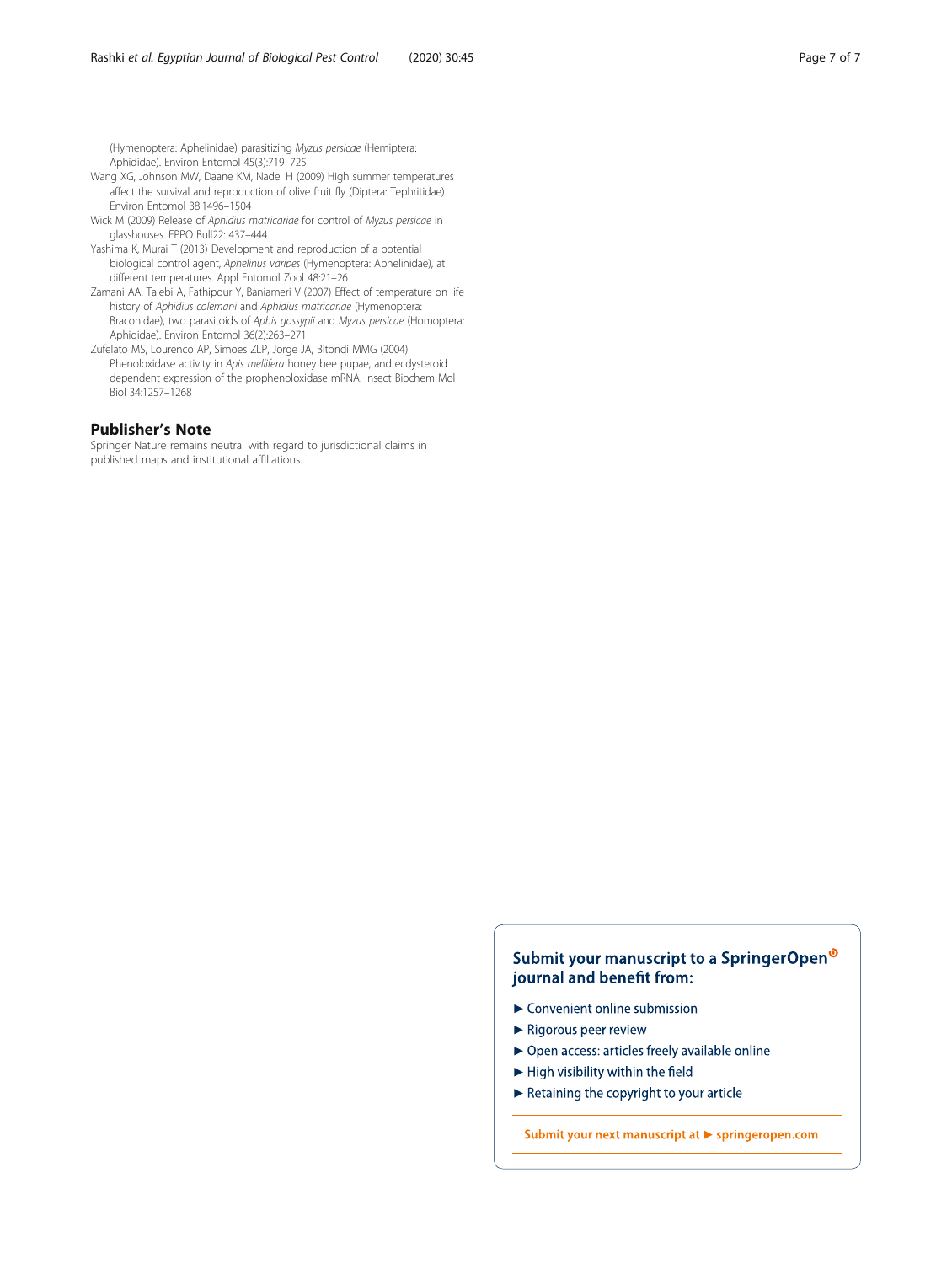(Hymenoptera: Aphelinidae) parasitizing *Myzus persicae* (Hemiptera: Aphididae). Environ Entomol 45(3):719–725

Wang XG, Johnson MW, Daane KM, Nadel H (2009) High summer temperatures affect the survival and reproduction of olive fruit fly (Diptera: Tephritidae). Environ Entomol 38:1496–1504

Wick M (2009) Release of *Aphidius matricariae* for control of *Myzus persicae* in glasshouses. EPPO Bull22: 437–444.

Yashima K, Murai T (2013) Development and reproduction of a potential biological control agent, *Aphelinus varipes* (Hymenoptera: Aphelinidae), at different temperatures. Appl Entomol Zool 48:21–26

Zamani AA, Talebi A, Fathipour Y, Baniameri V (2007) Effect of temperature on life history of *Aphidius colemani* and *Aphidius matricariae* (Hymenoptera: Braconidae), two parasitoids of *Aphis gossypii* and *Myzus persicae* (Homoptera: Aphididae). Environ Entomol 36(2):263–271

Zufelato MS, Lourenco AP, Simoes ZLP, Jorge JA, Bitondi MMG (2004) Phenoloxidase activity in *Apis mellifera* honey bee pupae, and ecdysteroid dependent expression of the prophenoloxidase mRNA. Insect Biochem Mol Biol 34:1257–1268

## Publisher's Note

Springer Nature remains neutral with regard to jurisdictional claims in published maps and institutional affiliations.

**Submit your manuscript to a SpringerOpen journal and benefit from:**

- ► Convenient online submission
- ► Rigorous peer review
- ► Open access: articles freely available online
- ► High visibility within the field
- ► Retaining the copyright to your article

**Submit your next manuscript at ► springeropen.com**